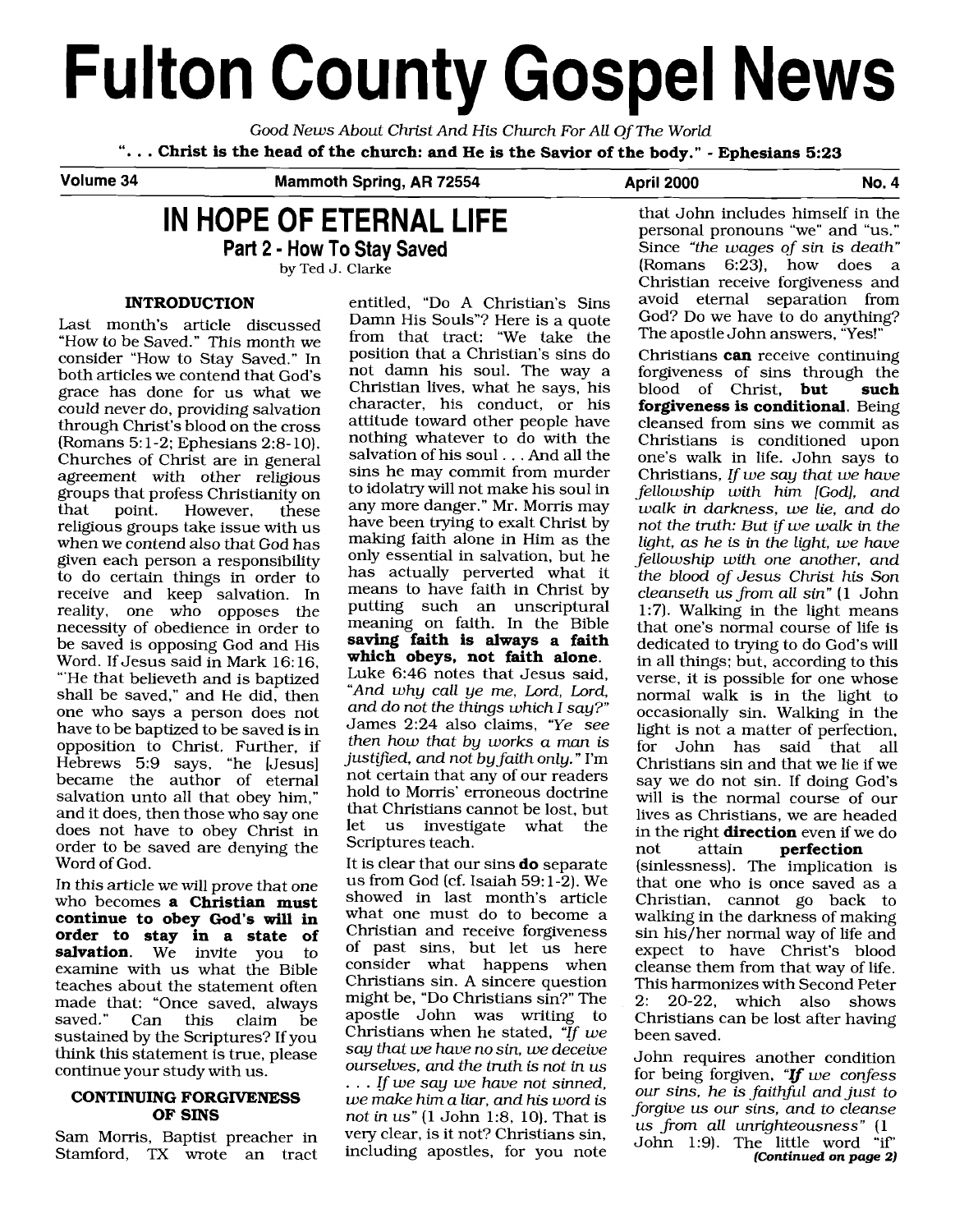# Fulton County Gospel News

*Good News About Christ And His Church For All Of The World*

**". . . Christ is the head of the church: and He is the Savior of the body." - Ephesians 5:23**

**Volume 34 — Mammoth Spring, AR 72554 — April 2000 — No. 4**

## IN HOPE OF ETERNAL LIFE

### Part 2 - How To Stay Saved

by Ted J. Clarke

#### INTRODUCTION

Last month's article discussed "How to be Saved." This month we consider "How to Stay Saved." In both articles we contend that God's grace has done for us what we could never do, providing salvation through Christ's blood on the cross (Romans 5:1-2; Ephesians 2:8-10). Churches of Christ are in general agreement with other religious groups that profess Christianity on that point. However, these religious groups take issue with us when we contend also that God has given each person a responsibility to do certain things in order to receive and keep salvation. In reality, one who opposes the necessity of obedience in order to be saved is opposing God and His Word. If Jesus said in Mark 16:16, "'He that believeth and is baptized shall be saved," and He did, then one who says a person does not have to be baptized to be saved is in opposition to Christ. Further, if Hebrews 5:9 says, "he [Jesus] became the author of eternal salvation unto all that obey him," and it does, then those who say one does not have to obey Christ in order to be saved are denying the Word of God.

In this article we will prove that one who becomes **a Christian must continue to obey God's will in order to stay in a state of salvation**. We invite you to examine with us what the Bible teaches about the statement often made that: "Once saved, always saved." Can this claim be sustained by the Scriptures? If you think this statement is true, please continue your study with us.

#### CONTINUING FORGIVENESS OF SINS

Sam Morris, Baptist preacher in Stamford, TX wrote an tract entitled, "Do A Christian's Sins Damn His Souls"? Here is a quote from that tract: "We take the position that a Christian's sins do not damn his soul. The way a Christian lives, what he says, his character, his conduct, or his attitude toward other people have nothing whatever to do with the salvation of his soul . . . And all the sins he may commit from murder to idolatry will not make his soul in any more danger." Mr. Morris may have been trying to exalt Christ by making faith alone in Him as the only essential in salvation, but he has actually perverted what it means to have faith in Christ by putting such an unscriptural meaning on faith. In the Bible **saving faith is always a faith which obeys, not faith alone**. Luke 6:46 notes that Jesus said, *"And why call ye me, Lord, Lord, and do not the things which I say?"* James 2:24 also claims, *"Ye see then how that by works a man is justified, and not by faith only."* I'm not certain that any of our readers hold to Morris' erroneous doctrine that Christians cannot be lost, but let us investigate what the Scriptures teach.

It is clear that our sins **do** separate us from God (cf. Isaiah 59:1-2). We showed in last month's article what one must do to become a Christian and receive forgiveness of past sins, but let us here consider what happens when Christians sin. A sincere question might be, "Do Christians sin?" The apostle John was writing to Christians when he stated, *"If we say that we have no sin, we deceive ourselves, and the truth is not in us . . . If we say we have not sinned, we make him a liar, and his word is not in us"* (1 John 1:8, 10). That is very clear, is it not? Christians sin, including apostles, for you note that John includes himself in the personal pronouns "we" and "us." Since *"the wages of sin is death"* (Romans 6:23), how does a Christian receive forgiveness and avoid eternal separation from God? Do we have to do anything? The apostle John answers, "Yes!"

Christians **can** receive continuing forgiveness of sins through the blood of Christ, **but such forgiveness is conditional**. Being cleansed from sins we commit as Christians is conditioned upon one's walk in life. John says to Christians, *If we say that we have fellowship with him [God], and walk in darkness, we lie, and do not the truth: But if we walk in the light, as he is in the light, we have fellowship with one another, and the blood of Jesus Christ his Son cleanseth us from all sin"* (1 John 1:7). Walking in the light means that one's normal course of life is dedicated to trying to do God's will in all things; but, according to this verse, it is possible for one whose normal walk is in the light to occasionally sin. Walking in the light is not a matter of perfection, for John has said that all Christians sin and that we lie if we say we do not sin. If doing God's will is the normal course of our lives as Christians, we are headed in the right **direction** even if we do not attain **perfection** (sinlessness). The implication is that one who is once saved as a Christian, cannot go back to walking in the darkness of making sin his/her normal way of life and expect to have Christ's blood cleanse them from that way of life. This harmonizes with Second Peter 2: 20-22, which also shows Christians can be lost after having been saved.

John requires another condition for being forgiven, *"**If** we confess our sins, he is faithful and just to forgive us our sins, and to cleanse us from all unrighteousness"* (1 John 1:9). The little word "if"

***(Continued on page 2)***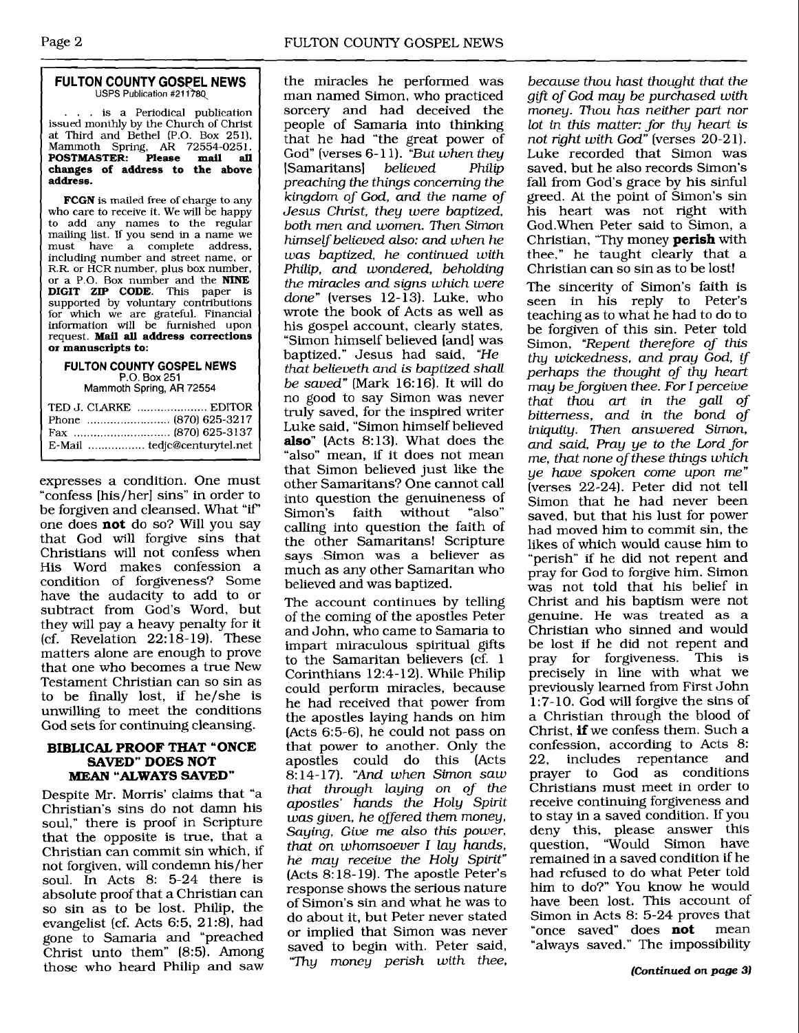**FULTON COUNTY GOSPEL NEWS**
USPS Publication #211780

. . . is a Periodical publication issued monthly by the Church of Christ at Third and Bethel (P.O. Box 251), Mammoth Spring, AR 72554-0251. **POSTMASTER: Please mail all changes of address to the above address.**

**FCGN** is mailed free of charge to any who care to receive it. We will be happy to add any names to the regular mailing list. If you send in a name we must have a complete address, including number and street name, or R.R. or HCR number, plus box number, or a P.O. Box number and the **NINE DIGIT ZIP CODE**. This paper is supported by voluntary contributions for which we are grateful. Financial information will be furnished upon request. **Mail all address corrections or manuscripts to:**

**FULTON COUNTY GOSPEL NEWS**
P.O. Box 251
Mammoth Spring, AR 72554

TED J. CLARKE .................... EDITOR
Phone ........................ (870) 625-3217
Fax ............................ (870) 625-3137
E-Mail ................ tedjc@centurytel.net

expresses a condition. One must "confess [his/her] sins" in order to be forgiven and cleansed. What "if" one does **not** do so? Will you say that God will forgive sins that Christians will not confess when His Word makes confession a condition of forgiveness? Some have the audacity to add to or subtract from God's Word, but they will pay a heavy penalty for it (cf. Revelation 22:18-19). These matters alone are enough to prove that one who becomes a true New Testament Christian can so sin as to be finally lost, if he/she is unwilling to meet the conditions God sets for continuing cleansing.

### BIBLICAL PROOF THAT "ONCE SAVED" DOES NOT MEAN "ALWAYS SAVED"

Despite Mr. Morris' claims that "a Christian's sins do not damn his soul," there is proof in Scripture that the opposite is true, that a Christian can commit sin which, if not forgiven, will condemn his/her soul. In Acts 8: 5-24 there is absolute proof that a Christian can so sin as to be lost. Philip, the evangelist (cf. Acts 6:5, 21:8), had gone to Samaria and "preached Christ unto them" (8:5). Among those who heard Philip and saw the miracles he performed was man named Simon, who practiced sorcery and had deceived the people of Samaria into thinking that he had "the great power of God" (verses 6-11). *"But when they* [Samaritans] *believed Philip preaching the things concerning the kingdom of God, and the name of Jesus Christ, they were baptized, both men and women. Then Simon himself believed also: and when he was baptized, he continued with Philip, and wondered, beholding the miracles and signs which were done"* (verses 12-13). Luke, who wrote the book of Acts as well as his gospel account, clearly states, "Simon himself believed [and] was baptized." Jesus had said, *"He that believeth and is baptized shall be saved"* (Mark 16:16). It will do no good to say Simon was never truly saved, for the inspired writer Luke said, "Simon himself believed **also**" (Acts 8:13). What does the "also" mean, if it does not mean that Simon believed just like the other Samaritans? One cannot call into question the genuineness of Simon's faith without "also" calling into question the faith of the other Samaritans! Scripture says Simon was a believer as much as any other Samaritan who believed and was baptized.

The account continues by telling of the coming of the apostles Peter and John, who came to Samaria to impart miraculous spiritual gifts to the Samaritan believers (cf. 1 Corinthians 12:4-12). While Philip could perform miracles, because he had received that power from the apostles laying hands on him (Acts 6:5-6), he could not pass on that power to another. Only the apostles could do this (Acts 8:14-17). *"And when Simon saw that through laying on of the apostles' hands the Holy Spirit was given, he offered them money, Saying, Give me also this power, that on whomsoever I lay hands, he may receive the Holy Spirit"* (Acts 8:18-19). The apostle Peter's response shows the serious nature of Simon's sin and what he was to do about it, but Peter never stated or implied that Simon was never saved to begin with. Peter said, *"Thy money perish with thee, because thou hast thought that the gift of God may be purchased with money. Thou has neither part nor lot in this matter: for thy heart is not right with God"* (verses 20-21). Luke recorded that Simon was saved, but he also records Simon's fall from God's grace by his sinful greed. At the point of Simon's sin his heart was not right with God.When Peter said to Simon, a Christian, "Thy money **perish** with thee," he taught clearly that a Christian can so sin as to be lost!

The sincerity of Simon's faith is seen in his reply to Peter's teaching as to what he had to do to be forgiven of this sin. Peter told Simon, *"Repent therefore of this thy wickedness, and pray God, if perhaps the thought of thy heart may be forgiven thee. For I perceive that thou art in the gall of bitterness, and in the bond of iniquity. Then answered Simon, and said, Pray ye to the Lord for me, that none of these things which ye have spoken come upon me"* (verses 22-24). Peter did not tell Simon that he had never been saved, but that his lust for power had moved him to commit sin, the likes of which would cause him to "perish" if he did not repent and pray for God to forgive him. Simon was not told that his belief in Christ and his baptism were not genuine. He was treated as a Christian who sinned and would be lost if he did not repent and pray for forgiveness. This is precisely in line with what we previously learned from First John 1:7-10. God will forgive the sins of a Christian through the blood of Christ, **if** we confess them. Such a confession, according to Acts 8: 22, includes repentance and prayer to God as conditions Christians must meet in order to receive continuing forgiveness and to stay in a saved condition. If you deny this, please answer this question, "Would Simon have remained in a saved condition if he had refused to do what Peter told him to do?" You know he would have been lost. This account of Simon in Acts 8: 5-24 proves that "once saved" does **not** mean "always saved." The impossibility

***(Continued on page 3)***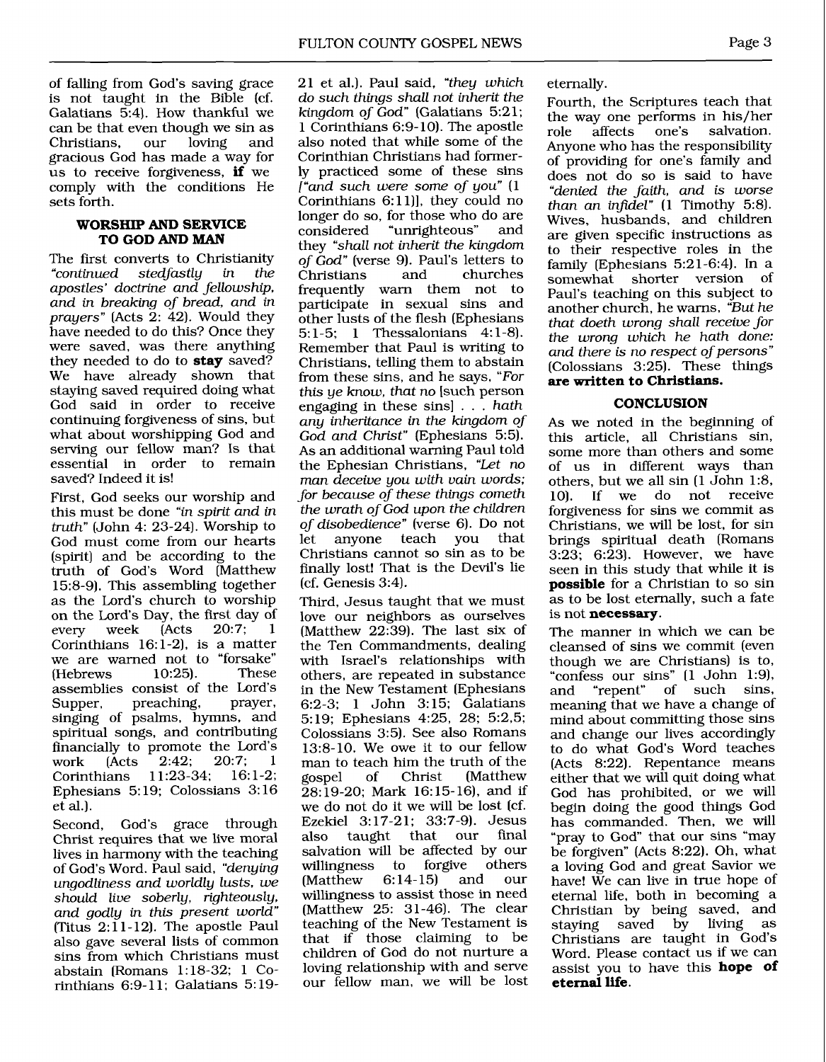of falling from God's saving grace is not taught in the Bible (cf. Galatians 5:4). How thankful we can be that even though we sin as Christians, our loving and gracious God has made a way for us to receive forgiveness, **if** we comply with the conditions He sets forth.

## WORSHIP AND SERVICE TO GOD AND MAN

The first converts to Christianity *"continued stedfastly in the apostles' doctrine and fellowship, and in breaking of bread, and in prayers"* (Acts 2: 42). Would they have needed to do this? Once they were saved, was there anything they needed to do to **stay** saved? We have already shown that staying saved required doing what God said in order to receive continuing forgiveness of sins, but what about worshipping God and serving our fellow man? Is that essential in order to remain saved? Indeed it is!

First, God seeks our worship and this must be done *"in spirit and in truth"* (John 4: 23-24). Worship to God must come from our hearts (spirit) and be according to the truth of God's Word (Matthew 15:8-9). This assembling together as the Lord's church to worship on the Lord's Day, the first day of every week (Acts 20:7; 1 Corinthians 16:1-2), is a matter we are warned not to "forsake" (Hebrews 10:25). These assemblies consist of the Lord's Supper, preaching, prayer, singing of psalms, hymns, and spiritual songs, and contributing financially to promote the Lord's work (Acts 2:42; 20:7; 1 Corinthians 11:23-34; 16:1-2; Ephesians 5:19; Colossians 3:16 et al.).

Second, God's grace through Christ requires that we live moral lives in harmony with the teaching of God's Word. Paul said, *"denying ungodliness and worldly lusts, we should live soberly, righteously, and godly in this present world"* (Titus 2:11-12). The apostle Paul also gave several lists of common sins from which Christians must abstain (Romans 1:18-32; 1 Corinthians 6:9-11; Galatians 5:19-21 et al.). Paul said, *"they which do such things shall not inherit the kingdom of God"* (Galatians 5:21; 1 Corinthians 6:9-10). The apostle also noted that while some of the Corinthian Christians had formerly practiced some of these sins [*"and such were some of you"* (1 Corinthians 6:11)], they could no longer do so, for those who do are considered "unrighteous" and they *"shall not inherit the kingdom of God"* (verse 9). Paul's letters to Christians and churches frequently warn them not to participate in sexual sins and other lusts of the flesh (Ephesians 5:1-5; 1 Thessalonians 4:1-8). Remember that Paul is writing to Christians, telling them to abstain from these sins, and he says, *"For this ye know, that no* [such person engaging in these sins] *. . . hath any inheritance in the kingdom of God and Christ"* (Ephesians 5:5). As an additional warning Paul told the Ephesian Christians, *"Let no man deceive you with vain words; for because of these things cometh the wrath of God upon the children of disobedience"* (verse 6). Do not let anyone teach you that Christians cannot so sin as to be finally lost! That is the Devil's lie (cf. Genesis 3:4).

Third, Jesus taught that we must love our neighbors as ourselves (Matthew 22:39). The last six of the Ten Commandments, dealing with Israel's relationships with others, are repeated in substance in the New Testament (Ephesians 6:2-3; 1 John 3:15; Galatians 5:19; Ephesians 4:25, 28; 5:2,5; Colossians 3:5). See also Romans 13:8-10. We owe it to our fellow man to teach him the truth of the gospel of Christ (Matthew 28:19-20; Mark 16:15-16), and if we do not do it we will be lost (cf. Ezekiel 3:17-21; 33:7-9). Jesus also taught that our final salvation will be affected by our willingness to forgive others (Matthew 6:14-15) and our willingness to assist those in need (Matthew 25: 31-46). The clear teaching of the New Testament is that if those claiming to be children of God do not nurture a loving relationship with and serve our fellow man, we will be lost eternally.

Fourth, the Scriptures teach that the way one performs in his/her role affects one's salvation. Anyone who has the responsibility of providing for one's family and does not do so is said to have *"denied the faith, and is worse than an infidel"* (1 Timothy 5:8). Wives, husbands, and children are given specific instructions as to their respective roles in the family (Ephesians 5:21-6:4). In a somewhat shorter version of Paul's teaching on this subject to another church, he warns, *"But he that doeth wrong shall receive for the wrong which he hath done: and there is no respect of persons"* (Colossians 3:25). These things **are written to Christians.**

## CONCLUSION

As we noted in the beginning of this article, all Christians sin, some more than others and some of us in different ways than others, but we all sin (1 John 1:8, 10). If we do not receive forgiveness for sins we commit as Christians, we will be lost, for sin brings spiritual death (Romans 3:23; 6:23). However, we have seen in this study that while it is **possible** for a Christian to so sin as to be lost eternally, such a fate is not **necessary**.

The manner in which we can be cleansed of sins we commit (even though we are Christians) is to, "confess our sins" (1 John 1:9), and "repent" of such sins, meaning that we have a change of mind about committing those sins and change our lives accordingly to do what God's Word teaches (Acts 8:22). Repentance means either that we will quit doing what God has prohibited, or we will begin doing the good things God has commanded. Then, we will "pray to God" that our sins "may be forgiven" (Acts 8:22). Oh, what a loving God and great Savior we have! We can live in true hope of eternal life, both in becoming a Christian by being saved, and staying saved by living as Christians are taught in God's Word. Please contact us if we can assist you to have this **hope of eternal life**.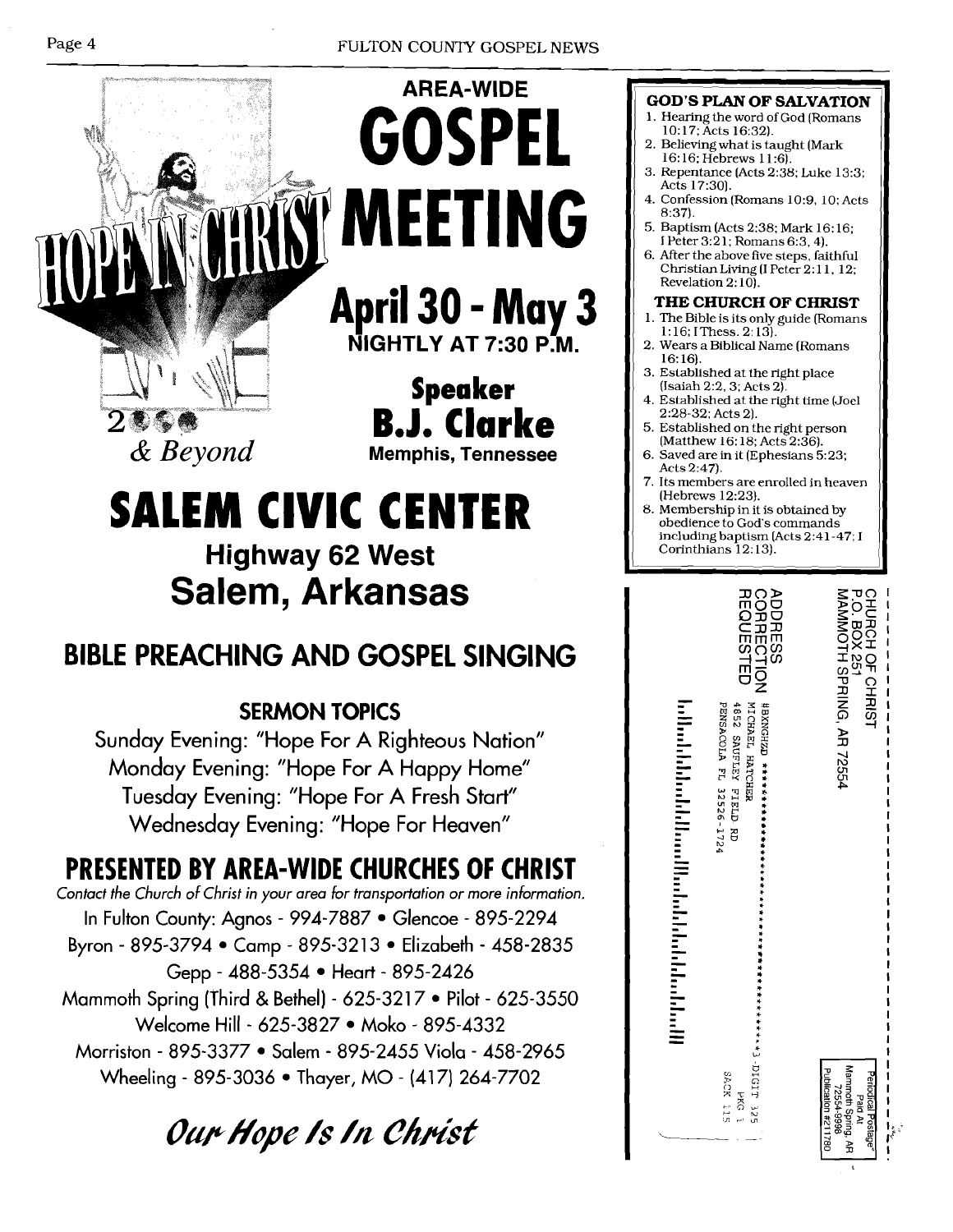# AREA-WIDE GOSPEL MEETING

HOPE IN CHRIST

2000 & Beyond

## April 30 - May 3

NIGHTLY AT 7:30 P.M.

**Speaker**

**B.J. Clarke**

Memphis, Tennessee

# SALEM CIVIC CENTER

## Highway 62 West

## Salem, Arkansas

## BIBLE PREACHING AND GOSPEL SINGING

### SERMON TOPICS

Sunday Evening: "Hope For A Righteous Nation"
Monday Evening: "Hope For A Happy Home"
Tuesday Evening: "Hope For A Fresh Start"
Wednesday Evening: "Hope For Heaven"

## PRESENTED BY AREA-WIDE CHURCHES OF CHRIST

*Contact the Church of Christ in your area for transportation or more information.*

In Fulton County: Agnos - 994-7887 • Glencoe - 895-2294
Byron - 895-3794 • Camp - 895-3213 • Elizabeth - 458-2835
Gepp - 488-5354 • Heart - 895-2426
Mammoth Spring (Third & Bethel) - 625-3217 • Pilot - 625-3550
Welcome Hill - 625-3827 • Moko - 895-4332
Morriston - 895-3377 • Salem - 895-2455 Viola - 458-2965
Wheeling - 895-3036 • Thayer, MO - (417) 264-7702

*Our Hope Is In Christ*

---

### GOD'S PLAN OF SALVATION

1. Hearing the word of God (Romans 10:17; Acts 16:32).
2. Believing what is taught (Mark 16:16; Hebrews 11:6).
3. Repentance (Acts 2:38; Luke 13:3; Acts 17:30).
4. Confession (Romans 10:9, 10; Acts 8:37).
5. Baptism (Acts 2:38; Mark 16:16; I Peter 3:21; Romans 6:3, 4).
6. After the above five steps, faithful Christian Living (I Peter 2:11, 12; Revelation 2:10).

### THE CHURCH OF CHRIST

1. The Bible is its only guide (Romans 1:16; I Thess. 2:13).
2. Wears a Biblical Name (Romans 16:16).
3. Established at the right place (Isaiah 2:2, 3; Acts 2).
4. Established at the right time (Joel 2:28-32; Acts 2).
5. Established on the right person (Matthew 16:18; Acts 2:36).
6. Saved are in it (Ephesians 5:23; Acts 2:47).
7. Its members are enrolled in heaven (Hebrews 12:23).
8. Membership in it is obtained by obedience to God's commands including baptism (Acts 2:41-47; I Corinthians 12:13).

---

CHURCH OF CHRIST
P.O. BOX 251
MAMMOTH SPRING, AR 72554

ADDRESS CORRECTION REQUESTED

Periodical Postage Paid At Mammoth Spring, AR 72554-9998 Publication #211780

#BXNGHZD ******************3-DIGIT 325
MICHAEL HATCHER
4652 SAUFLEY FIELD RD
PENSACOLA FL 32526-1724
PKG 1
SACK 115